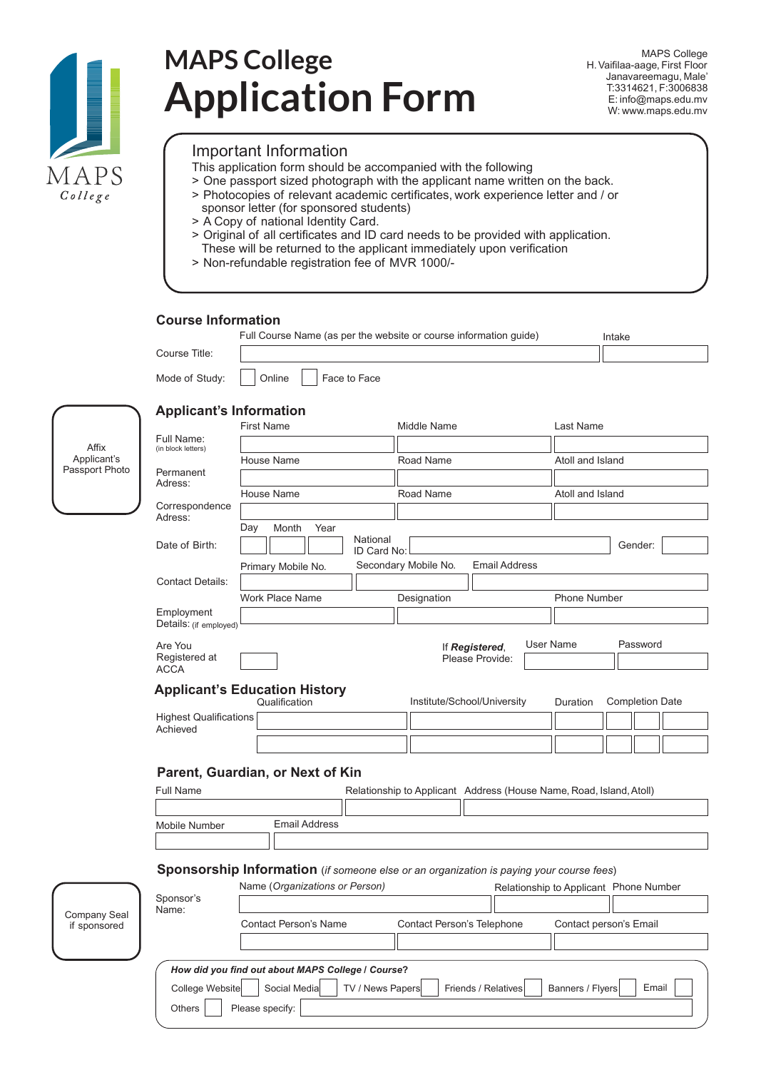MAPS College

# MAPS College
# Application Form

MAPS College
H. Vaifilaa-aage, First Floor
Janavareemagu, Male'
T:3314621, F:3006838
E: info@maps.edu.mv
W: www.maps.edu.mv

## Important Information

This application form should be accompanied with the following

> One passport sized photograph with the applicant name written on the back.
> Photocopies of relevant academic certificates, work experience letter and / or sponsor letter (for sponsored students)
> A Copy of national Identity Card.
> Original of all certificates and ID card needs to be provided with application. These will be returned to the applicant immediately upon verification
> Non-refundable registration fee of MVR 1000/-

## Course Information

Full Course Name (as per the website or course information guide) | Intake

Course Title: ______________________ | ________

Mode of Study: ☐ Online ☐ Face to Face

## Applicant's Information

Affix Applicant's Passport Photo

| | | | |
|---|---|---|---|
| Full Name: (in block letters) | First Name | Middle Name | Last Name |
| Permanent Adress: | House Name | Road Name | Atoll and Island |
| Correspondence Adress: | House Name | Road Name | Atoll and Island |

Date of Birth: Day ___ Month ___ Year ___ National ID Card No: __________ Gender: ____

Contact Details: Primary Mobile No. ______ Secondary Mobile No. ______ Email Address ______

Employment Details: (if employed) Work Place Name ______ Designation ______ Phone Number ______

Are You Registered at ACCA ☐ If ***Registered***, Please Provide: User Name ______ Password ______

## Applicant's Education History

| | Qualification | Institute/School/University | Duration | Completion Date |
|---|---|---|---|---|
| Highest Qualifications Achieved | | | | |
| | | | | |

## Parent, Guardian, or Next of Kin

| Full Name | Relationship to Applicant | Address (House Name, Road, Island, Atoll) |
|---|---|---|
| | | |

| Mobile Number | Email Address |
|---|---|
| | |

## Sponsorship Information *(if someone else or an organization is paying your course fees)*

Company Seal if sponsored

| | Name (*Organizations or Person*) | Relationship to Applicant | Phone Number |
|---|---|---|---|
| Sponsor's Name: | | | |

| Contact Person's Name | Contact Person's Telephone | Contact person's Email |
|---|---|---|
| | | |

***How did you find out about MAPS College / Course?***

College Website ☐ Social Media ☐ TV / News Papers ☐ Friends / Relatives ☐ Banners / Flyers ☐ Email ☐

Others ☐ Please specify: ______________________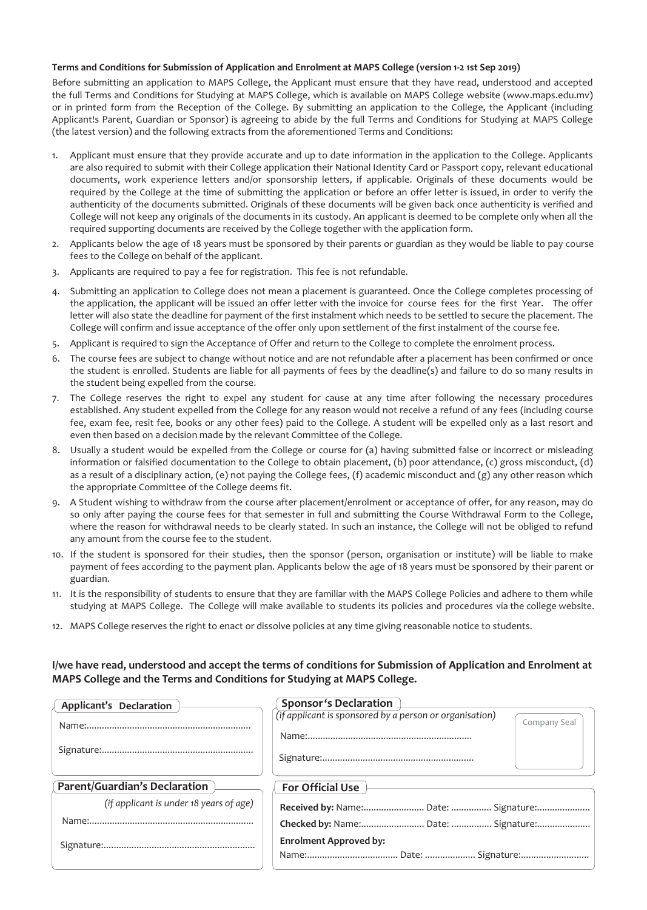**Terms and Conditions for Submission of Application and Enrolment at MAPS College (version 1-2 1st Sep 2019)**

Before submitting an application to MAPS College, the Applicant must ensure that they have read, understood and accepted the full Terms and Conditions for Studying at MAPS College, which is available on MAPS College website (www.maps.edu.mv) or in printed form from the Reception of the College. By submitting an application to the College, the Applicant (including Applicant!s Parent, Guardian or Sponsor) is agreeing to abide by the full Terms and Conditions for Studying at MAPS College (the latest version) and the following extracts from the aforementioned Terms and Conditions:

1. Applicant must ensure that they provide accurate and up to date information in the application to the College. Applicants are also required to submit with their College application their National Identity Card or Passport copy, relevant educational documents, work experience letters and/or sponsorship letters, if applicable. Originals of these documents would be required by the College at the time of submitting the application or before an offer letter is issued, in order to verify the authenticity of the documents submitted. Originals of these documents will be given back once authenticity is verified and College will not keep any originals of the documents in its custody. An applicant is deemed to be complete only when all the required supporting documents are received by the College together with the application form.
2. Applicants below the age of 18 years must be sponsored by their parents or guardian as they would be liable to pay course fees to the College on behalf of the applicant.
3. Applicants are required to pay a fee for registration. This fee is not refundable.
4. Submitting an application to College does not mean a placement is guaranteed. Once the College completes processing of the application, the applicant will be issued an offer letter with the invoice for course fees for the first Year. The offer letter will also state the deadline for payment of the first instalment which needs to be settled to secure the placement. The College will confirm and issue acceptance of the offer only upon settlement of the first instalment of the course fee.
5. Applicant is required to sign the Acceptance of Offer and return to the College to complete the enrolment process.
6. The course fees are subject to change without notice and are not refundable after a placement has been confirmed or once the student is enrolled. Students are liable for all payments of fees by the deadline(s) and failure to do so many results in the student being expelled from the course.
7. The College reserves the right to expel any student for cause at any time after following the necessary procedures established. Any student expelled from the College for any reason would not receive a refund of any fees (including course fee, exam fee, resit fee, books or any other fees) paid to the College. A student will be expelled only as a last resort and even then based on a decision made by the relevant Committee of the College.
8. Usually a student would be expelled from the College or course for (a) having submitted false or incorrect or misleading information or falsified documentation to the College to obtain placement, (b) poor attendance, (c) gross misconduct, (d) as a result of a disciplinary action, (e) not paying the College fees, (f) academic misconduct and (g) any other reason which the appropriate Committee of the College deems fit.
9. A Student wishing to withdraw from the course after placement/enrolment or acceptance of offer, for any reason, may do so only after paying the course fees for that semester in full and submitting the Course Withdrawal Form to the College, where the reason for withdrawal needs to be clearly stated. In such an instance, the College will not be obliged to refund any amount from the course fee to the student.
10. If the student is sponsored for their studies, then the sponsor (person, organisation or institute) will be liable to make payment of fees according to the payment plan. Applicants below the age of 18 years must be sponsored by their parent or guardian.
11. It is the responsibility of students to ensure that they are familiar with the MAPS College Policies and adhere to them while studying at MAPS College. The College will make available to students its policies and procedures via the college website.
12. MAPS College reserves the right to enact or dissolve policies at any time giving reasonable notice to students.

**I/we have read, understood and accept the terms of conditions for Submission of Application and Enrolment at MAPS College and the Terms and Conditions for Studying at MAPS College.**

**Applicant's Declaration**

Name:................................................................

Signature:...........................................................

**Sponsor's Declaration**

*(if applicant is sponsored by a person or organisation)*

Name:................................................................

Signature:...........................................................

Company Seal

**Parent/Guardian's Declaration**

*(if applicant is under 18 years of age)*

Name:................................................................

Signature:...........................................................

**For Official Use**

**Received by:** Name:........................ Date: ................ Signature:.....................

**Checked by:** Name:......................... Date: ................ Signature:.....................

**Enrolment Approved by:**

Name:.................................... Date: .................... Signature:...........................